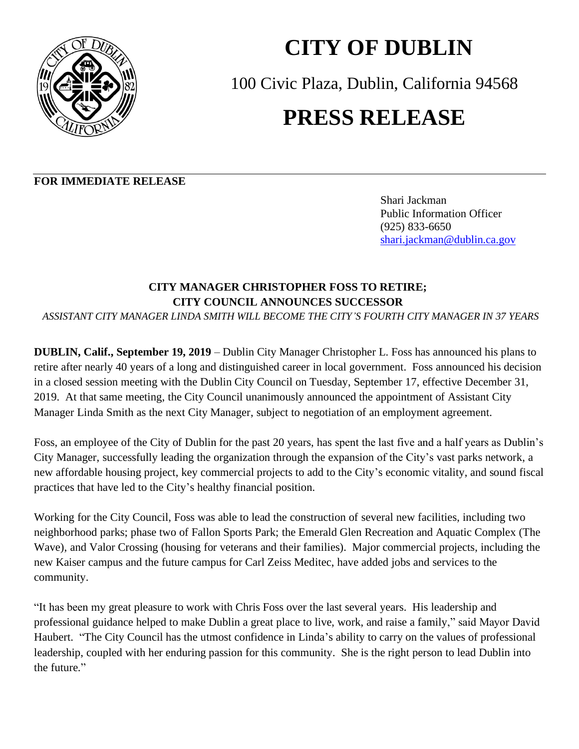# CITY OF DUBLIN

100 Civic Plaza, Dublin, California 94568

# PRESS RELEASE

**FOR IMMEDIATE RELEASE**

Shari Jackman
Public Information Officer
(925) 833-6650
shari.jackman@dublin.ca.gov

## CITY MANAGER CHRISTOPHER FOSS TO RETIRE; CITY COUNCIL ANNOUNCES SUCCESSOR

*ASSISTANT CITY MANAGER LINDA SMITH WILL BECOME THE CITY'S FOURTH CITY MANAGER IN 37 YEARS*

**DUBLIN, Calif., September 19, 2019** – Dublin City Manager Christopher L. Foss has announced his plans to retire after nearly 40 years of a long and distinguished career in local government. Foss announced his decision in a closed session meeting with the Dublin City Council on Tuesday, September 17, effective December 31, 2019. At that same meeting, the City Council unanimously announced the appointment of Assistant City Manager Linda Smith as the next City Manager, subject to negotiation of an employment agreement.

Foss, an employee of the City of Dublin for the past 20 years, has spent the last five and a half years as Dublin's City Manager, successfully leading the organization through the expansion of the City's vast parks network, a new affordable housing project, key commercial projects to add to the City's economic vitality, and sound fiscal practices that have led to the City's healthy financial position.

Working for the City Council, Foss was able to lead the construction of several new facilities, including two neighborhood parks; phase two of Fallon Sports Park; the Emerald Glen Recreation and Aquatic Complex (The Wave), and Valor Crossing (housing for veterans and their families). Major commercial projects, including the new Kaiser campus and the future campus for Carl Zeiss Meditec, have added jobs and services to the community.

"It has been my great pleasure to work with Chris Foss over the last several years. His leadership and professional guidance helped to make Dublin a great place to live, work, and raise a family," said Mayor David Haubert. "The City Council has the utmost confidence in Linda's ability to carry on the values of professional leadership, coupled with her enduring passion for this community. She is the right person to lead Dublin into the future."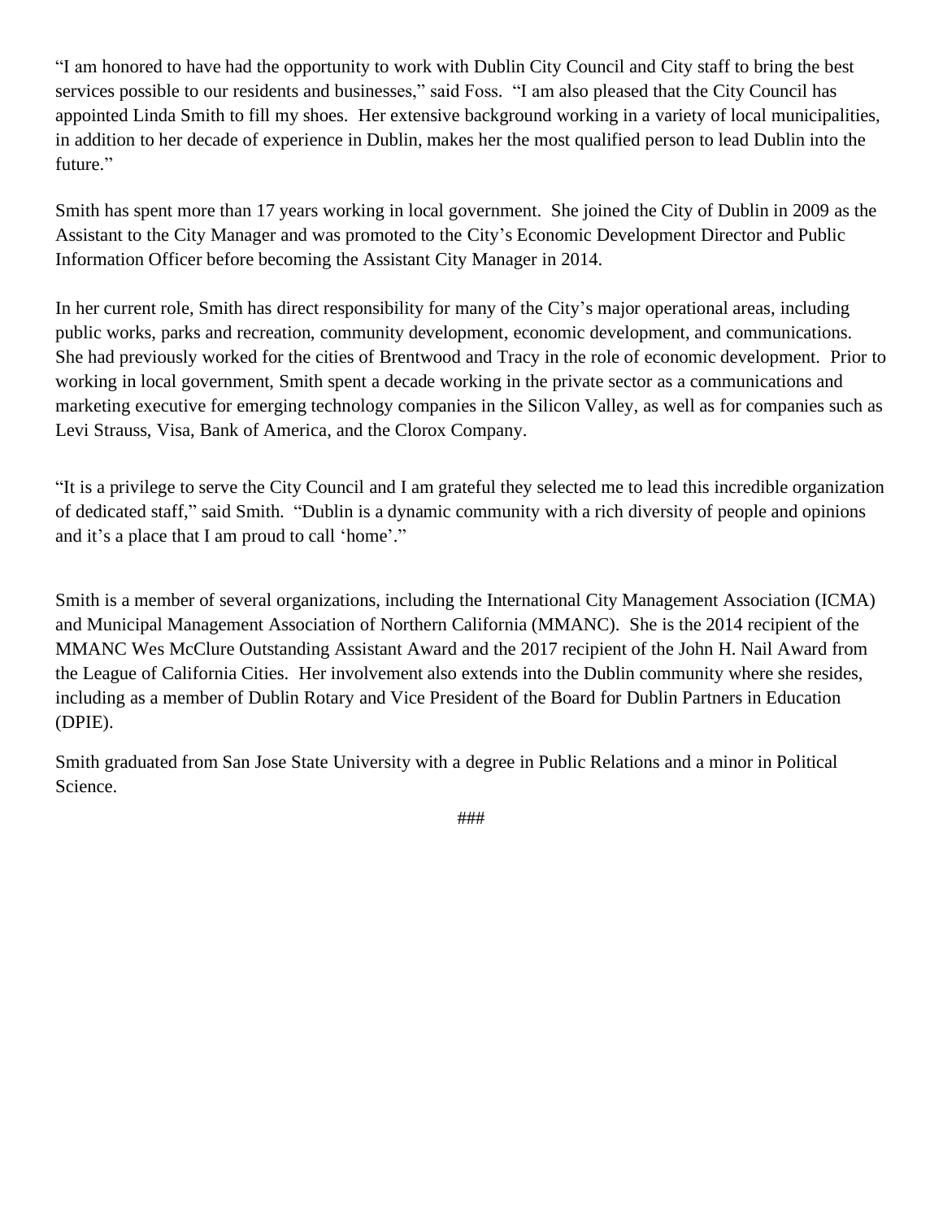"I am honored to have had the opportunity to work with Dublin City Council and City staff to bring the best services possible to our residents and businesses," said Foss. "I am also pleased that the City Council has appointed Linda Smith to fill my shoes. Her extensive background working in a variety of local municipalities, in addition to her decade of experience in Dublin, makes her the most qualified person to lead Dublin into the future."

Smith has spent more than 17 years working in local government. She joined the City of Dublin in 2009 as the Assistant to the City Manager and was promoted to the City's Economic Development Director and Public Information Officer before becoming the Assistant City Manager in 2014.

In her current role, Smith has direct responsibility for many of the City's major operational areas, including public works, parks and recreation, community development, economic development, and communications. She had previously worked for the cities of Brentwood and Tracy in the role of economic development. Prior to working in local government, Smith spent a decade working in the private sector as a communications and marketing executive for emerging technology companies in the Silicon Valley, as well as for companies such as Levi Strauss, Visa, Bank of America, and the Clorox Company.

"It is a privilege to serve the City Council and I am grateful they selected me to lead this incredible organization of dedicated staff," said Smith. "Dublin is a dynamic community with a rich diversity of people and opinions and it's a place that I am proud to call 'home'."

Smith is a member of several organizations, including the International City Management Association (ICMA) and Municipal Management Association of Northern California (MMANC). She is the 2014 recipient of the MMANC Wes McClure Outstanding Assistant Award and the 2017 recipient of the John H. Nail Award from the League of California Cities. Her involvement also extends into the Dublin community where she resides, including as a member of Dublin Rotary and Vice President of the Board for Dublin Partners in Education (DPIE).

Smith graduated from San Jose State University with a degree in Public Relations and a minor in Political Science.

###